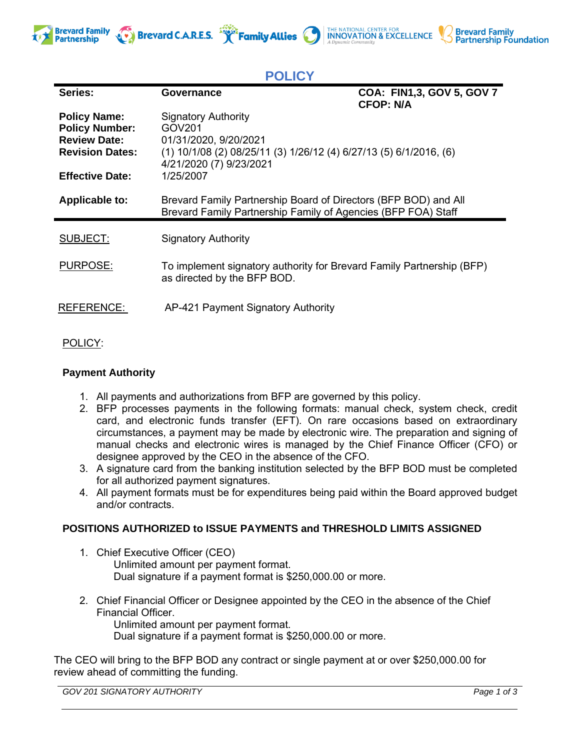# POLICY

| Series: | Governance | COA: FIN1,3, GOV 5, GOV 7<br>CFOP: N/A |
|---|---|---|
| **Policy Name:** | Signatory Authority | |
| **Policy Number:** | GOV201 | |
| **Review Date:** | 01/31/2020, 9/20/2021 | |
| **Revision Dates:** | (1) 10/1/08 (2) 08/25/11 (3) 1/26/12 (4) 6/27/13 (5) 6/1/2016, (6) 4/21/2020 (7) 9/23/2021 | |
| **Effective Date:** | 1/25/2007 | |
| **Applicable to:** | Brevard Family Partnership Board of Directors (BFP BOD) and All Brevard Family Partnership Family of Agencies (BFP FOA) Staff | |

SUBJECT: Signatory Authority

PURPOSE: To implement signatory authority for Brevard Family Partnership (BFP) as directed by the BFP BOD.

REFERENCE: AP-421 Payment Signatory Authority

POLICY:

**Payment Authority**

1. All payments and authorizations from BFP are governed by this policy.
2. BFP processes payments in the following formats: manual check, system check, credit card, and electronic funds transfer (EFT). On rare occasions based on extraordinary circumstances, a payment may be made by electronic wire. The preparation and signing of manual checks and electronic wires is managed by the Chief Finance Officer (CFO) or designee approved by the CEO in the absence of the CFO.
3. A signature card from the banking institution selected by the BFP BOD must be completed for all authorized payment signatures.
4. All payment formats must be for expenditures being paid within the Board approved budget and/or contracts.

**POSITIONS AUTHORIZED to ISSUE PAYMENTS and THRESHOLD LIMITS ASSIGNED**

1. Chief Executive Officer (CEO)
   Unlimited amount per payment format.
   Dual signature if a payment format is $250,000.00 or more.

2. Chief Financial Officer or Designee appointed by the CEO in the absence of the Chief Financial Officer.
   Unlimited amount per payment format.
   Dual signature if a payment format is $250,000.00 or more.

The CEO will bring to the BFP BOD any contract or single payment at or over $250,000.00 for review ahead of committing the funding.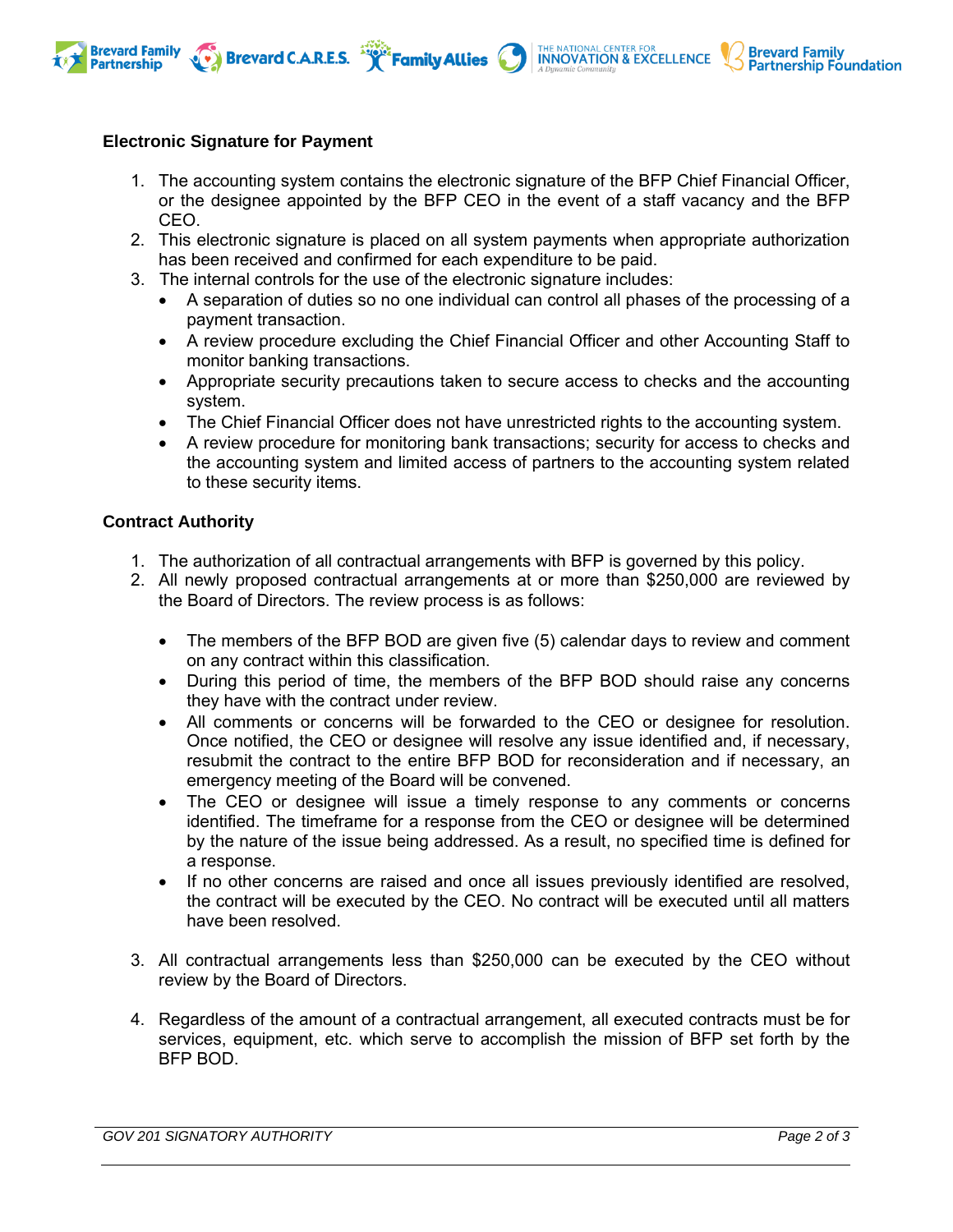**Electronic Signature for Payment**

1. The accounting system contains the electronic signature of the BFP Chief Financial Officer, or the designee appointed by the BFP CEO in the event of a staff vacancy and the BFP CEO.
2. This electronic signature is placed on all system payments when appropriate authorization has been received and confirmed for each expenditure to be paid.
3. The internal controls for the use of the electronic signature includes:
   - A separation of duties so no one individual can control all phases of the processing of a payment transaction.
   - A review procedure excluding the Chief Financial Officer and other Accounting Staff to monitor banking transactions.
   - Appropriate security precautions taken to secure access to checks and the accounting system.
   - The Chief Financial Officer does not have unrestricted rights to the accounting system.
   - A review procedure for monitoring bank transactions; security for access to checks and the accounting system and limited access of partners to the accounting system related to these security items.

**Contract Authority**

1. The authorization of all contractual arrangements with BFP is governed by this policy.
2. All newly proposed contractual arrangements at or more than $250,000 are reviewed by the Board of Directors. The review process is as follows:

   - The members of the BFP BOD are given five (5) calendar days to review and comment on any contract within this classification.
   - During this period of time, the members of the BFP BOD should raise any concerns they have with the contract under review.
   - All comments or concerns will be forwarded to the CEO or designee for resolution. Once notified, the CEO or designee will resolve any issue identified and, if necessary, resubmit the contract to the entire BFP BOD for reconsideration and if necessary, an emergency meeting of the Board will be convened.
   - The CEO or designee will issue a timely response to any comments or concerns identified. The timeframe for a response from the CEO or designee will be determined by the nature of the issue being addressed. As a result, no specified time is defined for a response.
   - If no other concerns are raised and once all issues previously identified are resolved, the contract will be executed by the CEO. No contract will be executed until all matters have been resolved.

3. All contractual arrangements less than $250,000 can be executed by the CEO without review by the Board of Directors.

4. Regardless of the amount of a contractual arrangement, all executed contracts must be for services, equipment, etc. which serve to accomplish the mission of BFP set forth by the BFP BOD.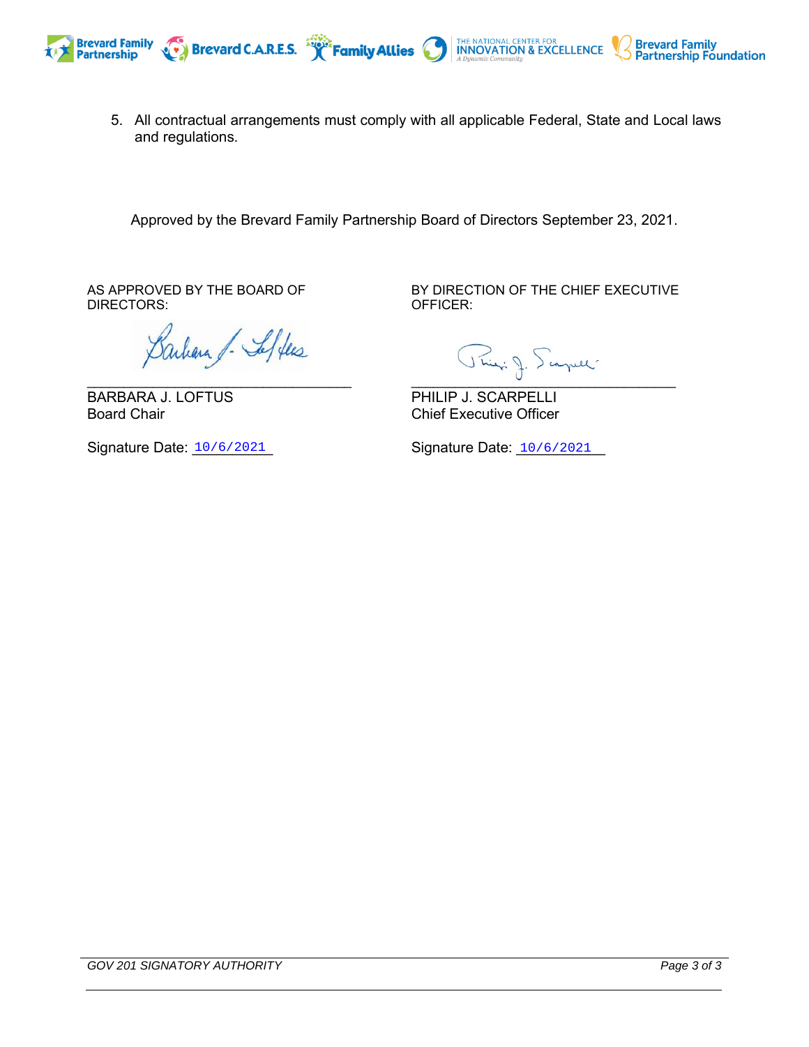5. All contractual arrangements must comply with all applicable Federal, State and Local laws and regulations.

Approved by the Brevard Family Partnership Board of Directors September 23, 2021.

AS APPROVED BY THE BOARD OF DIRECTORS:

_________________________________

BARBARA J. LOFTUS
Board Chair

Signature Date: 10/6/2021

BY DIRECTION OF THE CHIEF EXECUTIVE OFFICER:

_________________________________

PHILIP J. SCARPELLI
Chief Executive Officer

Signature Date: 10/6/2021